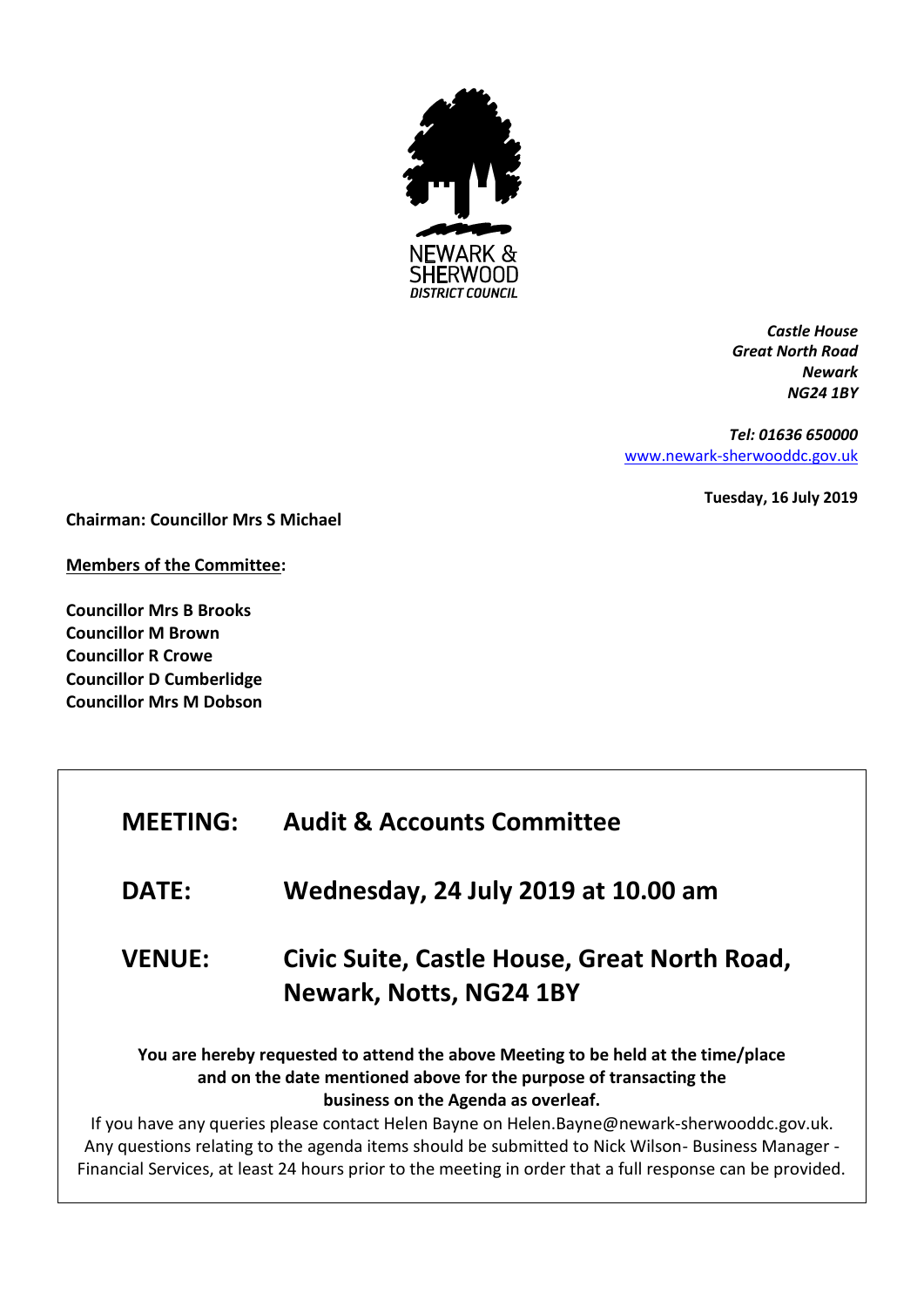NEWARK & SHERWOOD
*DISTRICT COUNCIL*

***Castle House***
***Great North Road***
***Newark***
***NG24 1BY***

***Tel: 01636 650000***
www.newark-sherwooddc.gov.uk

**Tuesday, 16 July 2019**

**Chairman: Councillor Mrs S Michael**

**Members of the Committee:**

**Councillor Mrs B Brooks**
**Councillor M Brown**
**Councillor R Crowe**
**Councillor D Cumberlidge**
**Councillor Mrs M Dobson**

| | |
|---|---|
| **MEETING:** | **Audit & Accounts Committee** |
| **DATE:** | **Wednesday, 24 July 2019 at 10.00 am** |
| **VENUE:** | **Civic Suite, Castle House, Great North Road, Newark, Notts, NG24 1BY** |

**You are hereby requested to attend the above Meeting to be held at the time/place and on the date mentioned above for the purpose of transacting the business on the Agenda as overleaf.**

If you have any queries please contact Helen Bayne on Helen.Bayne@newark-sherwooddc.gov.uk. Any questions relating to the agenda items should be submitted to Nick Wilson- Business Manager - Financial Services, at least 24 hours prior to the meeting in order that a full response can be provided.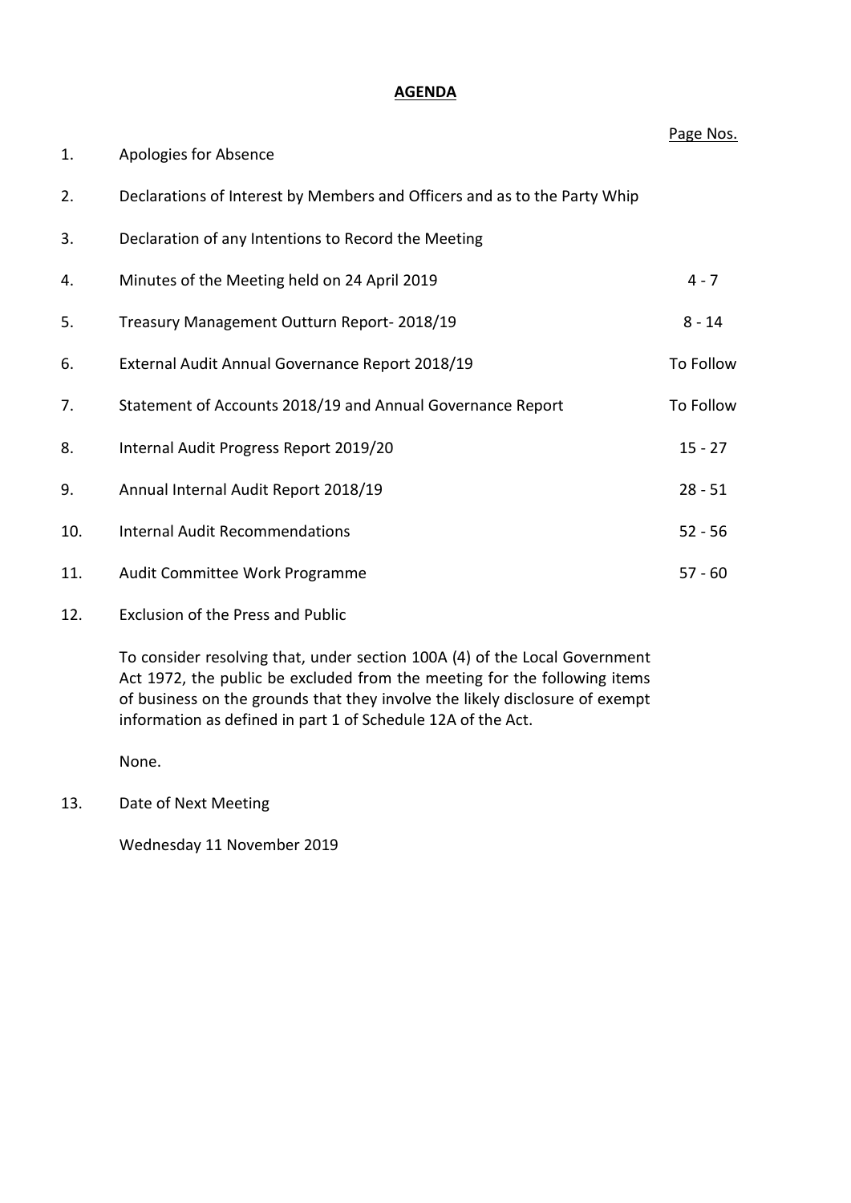# **AGENDA**

| | | Page Nos. |
|---|---|---|
| 1. | Apologies for Absence | |
| 2. | Declarations of Interest by Members and Officers and as to the Party Whip | |
| 3. | Declaration of any Intentions to Record the Meeting | |
| 4. | Minutes of the Meeting held on 24 April 2019 | 4 - 7 |
| 5. | Treasury Management Outturn Report- 2018/19 | 8 - 14 |
| 6. | External Audit Annual Governance Report 2018/19 | To Follow |
| 7. | Statement of Accounts 2018/19 and Annual Governance Report | To Follow |
| 8. | Internal Audit Progress Report 2019/20 | 15 - 27 |
| 9. | Annual Internal Audit Report 2018/19 | 28 - 51 |
| 10. | Internal Audit Recommendations | 52 - 56 |
| 11. | Audit Committee Work Programme | 57 - 60 |

12. Exclusion of the Press and Public

To consider resolving that, under section 100A (4) of the Local Government Act 1972, the public be excluded from the meeting for the following items of business on the grounds that they involve the likely disclosure of exempt information as defined in part 1 of Schedule 12A of the Act.

None.

13. Date of Next Meeting

Wednesday 11 November 2019